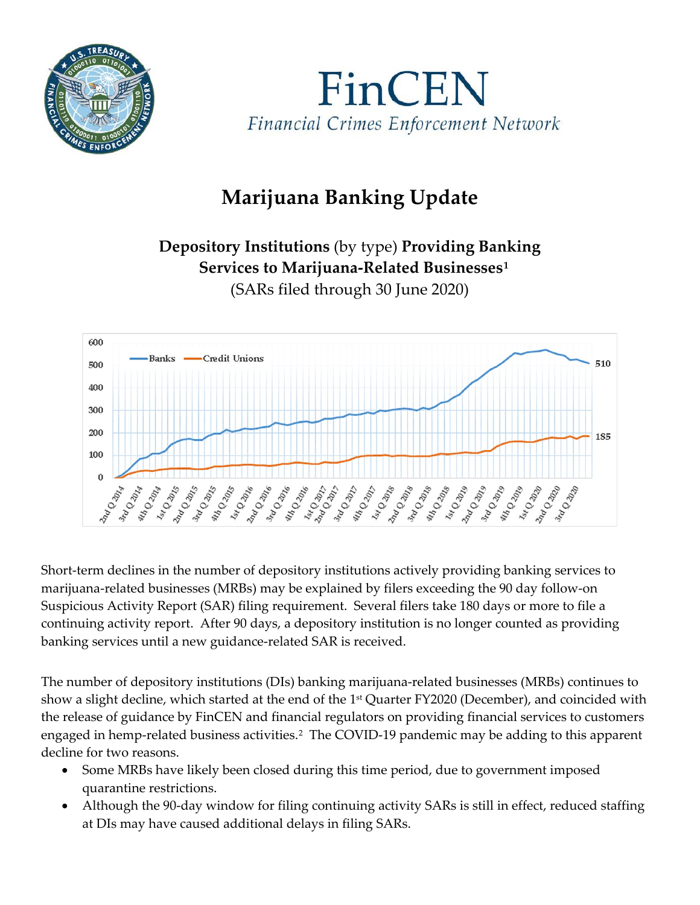# FinCEN

*Financial Crimes Enforcement Network*

## Marijuana Banking Update

### Depository Institutions (by type) Providing Banking Services to Marijuana-Related Businesses[1]

(SARs filed through 30 June 2020)

Short-term declines in the number of depository institutions actively providing banking services to marijuana-related businesses (MRBs) may be explained by filers exceeding the 90 day follow-on Suspicious Activity Report (SAR) filing requirement. Several filers take 180 days or more to file a continuing activity report. After 90 days, a depository institution is no longer counted as providing banking services until a new guidance-related SAR is received.

The number of depository institutions (DIs) banking marijuana-related businesses (MRBs) continues to show a slight decline, which started at the end of the 1st Quarter FY2020 (December), and coincided with the release of guidance by FinCEN and financial regulators on providing financial services to customers engaged in hemp-related business activities.[2] The COVID-19 pandemic may be adding to this apparent decline for two reasons.

- Some MRBs have likely been closed during this time period, due to government imposed quarantine restrictions.
- Although the 90-day window for filing continuing activity SARs is still in effect, reduced staffing at DIs may have caused additional delays in filing SARs.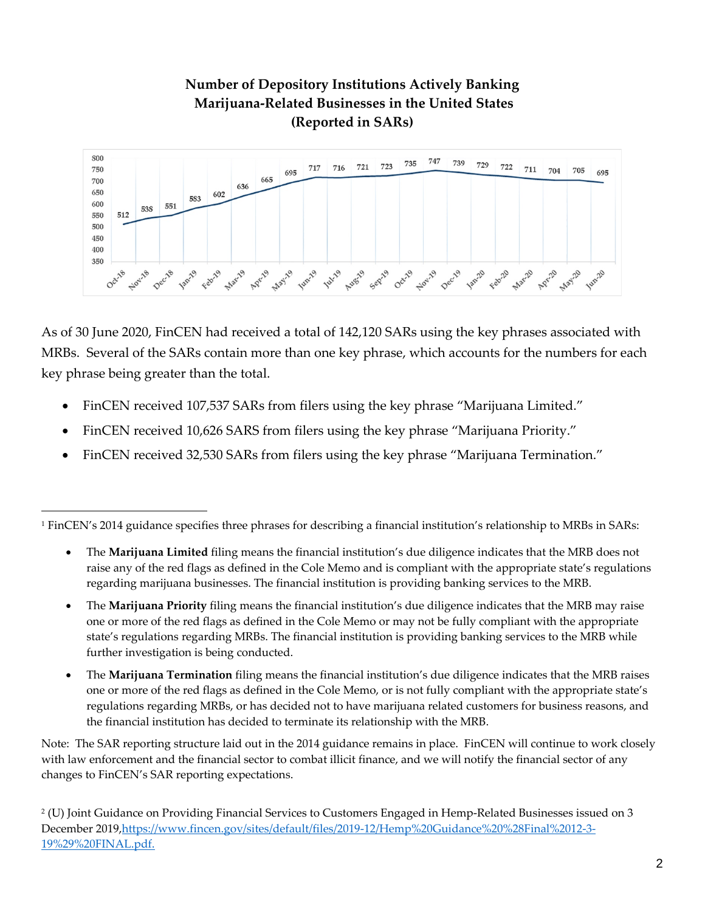**Number of Depository Institutions Actively Banking Marijuana-Related Businesses in the United States (Reported in SARs)**

800
750
700
650
600
550
500
450
400
350

512 538 551 583 602 636 665 695 717 716 721 723 735 747 739 729 722 711 704 705 695

Oct-18 Nov-18 Dec-18 Jan-19 Feb-19 Mar-19 Apr-19 May-19 Jun-19 Jul-19 Aug-19 Sep-19 Oct-19 Nov-19 Dec-19 Jan-20 Feb-20 Mar-20 Apr-20 May-20 Jun-20

As of 30 June 2020, FinCEN had received a total of 142,120 SARs using the key phrases associated with MRBs. Several of the SARs contain more than one key phrase, which accounts for the numbers for each key phrase being greater than the total.

- FinCEN received 107,537 SARs from filers using the key phrase "Marijuana Limited."
- FinCEN received 10,626 SARS from filers using the key phrase "Marijuana Priority."
- FinCEN received 32,530 SARs from filers using the key phrase "Marijuana Termination."

---

[1] FinCEN's 2014 guidance specifies three phrases for describing a financial institution's relationship to MRBs in SARs:

- The **Marijuana Limited** filing means the financial institution's due diligence indicates that the MRB does not raise any of the red flags as defined in the Cole Memo and is compliant with the appropriate state's regulations regarding marijuana businesses. The financial institution is providing banking services to the MRB.
- The **Marijuana Priority** filing means the financial institution's due diligence indicates that the MRB may raise one or more of the red flags as defined in the Cole Memo or may not be fully compliant with the appropriate state's regulations regarding MRBs. The financial institution is providing banking services to the MRB while further investigation is being conducted.
- The **Marijuana Termination** filing means the financial institution's due diligence indicates that the MRB raises one or more of the red flags as defined in the Cole Memo, or is not fully compliant with the appropriate state's regulations regarding MRBs, or has decided not to have marijuana related customers for business reasons, and the financial institution has decided to terminate its relationship with the MRB.

Note: The SAR reporting structure laid out in the 2014 guidance remains in place. FinCEN will continue to work closely with law enforcement and the financial sector to combat illicit finance, and we will notify the financial sector of any changes to FinCEN's SAR reporting expectations.

[2] (U) Joint Guidance on Providing Financial Services to Customers Engaged in Hemp-Related Businesses issued on 3 December 2019,[https://www.fincen.gov/sites/default/files/2019-12/Hemp%20Guidance%20%28Final%2012-3-19%29%20FINAL.pdf.](https://www.fincen.gov/sites/default/files/2019-12/Hemp%20Guidance%20%28Final%2012-3-19%29%20FINAL.pdf)